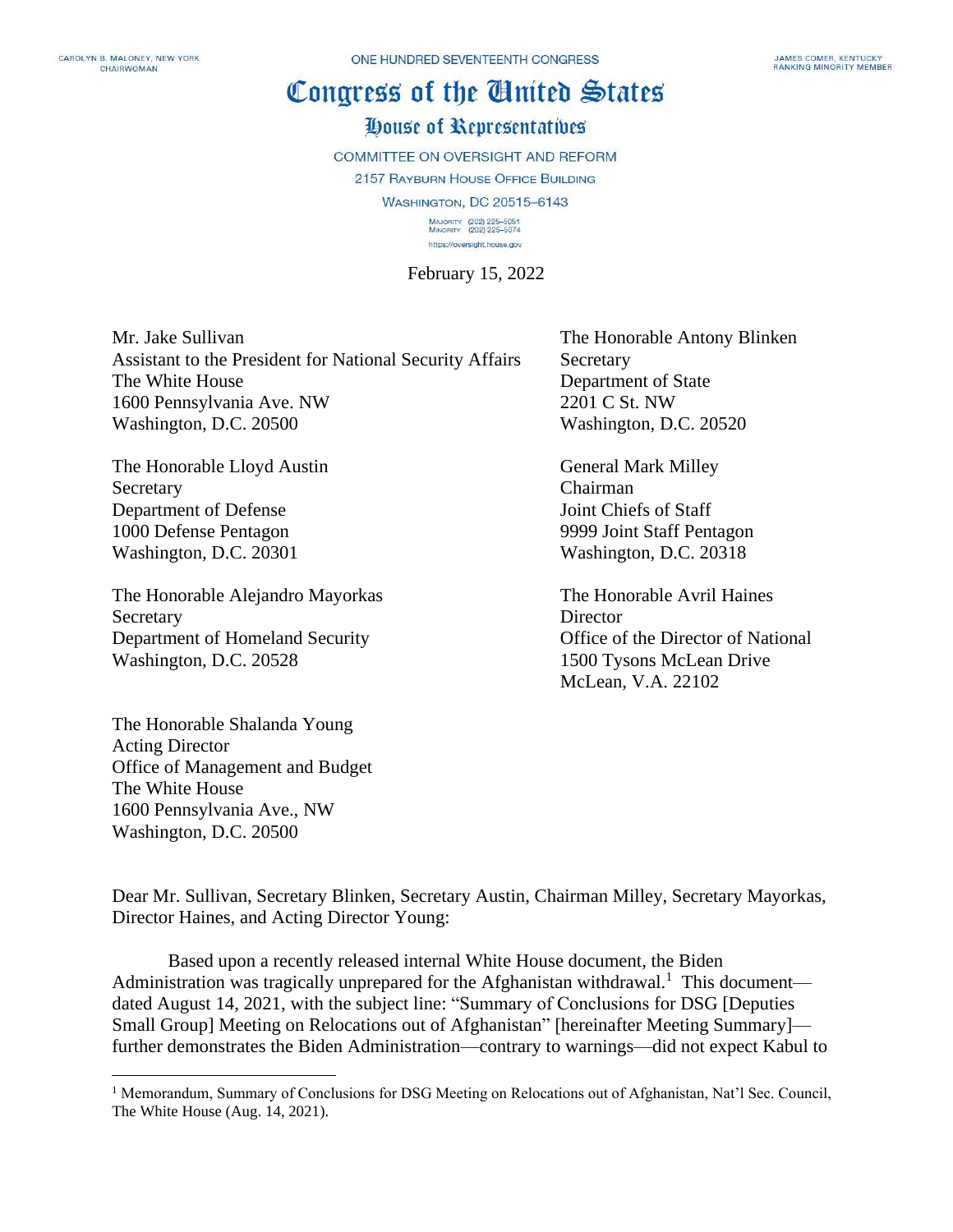CAROLYN B. MALONEY, NEW YORK
CHAIRWOMAN

ONE HUNDRED SEVENTEENTH CONGRESS

JAMES COMER, KENTUCKY
RANKING MINORITY MEMBER

# Congress of the United States

## House of Representatives

COMMITTEE ON OVERSIGHT AND REFORM
2157 RAYBURN HOUSE OFFICE BUILDING
WASHINGTON, DC 20515–6143

MAJORITY (202) 225–5051
MINORITY (202) 225–5074

https://oversight.house.gov

February 15, 2022

Mr. Jake Sullivan
Assistant to the President for National Security Affairs
The White House
1600 Pennsylvania Ave. NW
Washington, D.C. 20500

The Honorable Antony Blinken
Secretary
Department of State
2201 C St. NW
Washington, D.C. 20520

The Honorable Lloyd Austin
Secretary
Department of Defense
1000 Defense Pentagon
Washington, D.C. 20301

General Mark Milley
Chairman
Joint Chiefs of Staff
9999 Joint Staff Pentagon
Washington, D.C. 20318

The Honorable Alejandro Mayorkas
Secretary
Department of Homeland Security
Washington, D.C. 20528

The Honorable Avril Haines
Director
Office of the Director of National
1500 Tysons McLean Drive
McLean, V.A. 22102

The Honorable Shalanda Young
Acting Director
Office of Management and Budget
The White House
1600 Pennsylvania Ave., NW
Washington, D.C. 20500

Dear Mr. Sullivan, Secretary Blinken, Secretary Austin, Chairman Milley, Secretary Mayorkas, Director Haines, and Acting Director Young:

Based upon a recently released internal White House document, the Biden Administration was tragically unprepared for the Afghanistan withdrawal.[1] This document—dated August 14, 2021, with the subject line: "Summary of Conclusions for DSG [Deputies Small Group] Meeting on Relocations out of Afghanistan" [hereinafter Meeting Summary]—further demonstrates the Biden Administration—contrary to warnings—did not expect Kabul to

[1] Memorandum, Summary of Conclusions for DSG Meeting on Relocations out of Afghanistan, Nat'l Sec. Council, The White House (Aug. 14, 2021).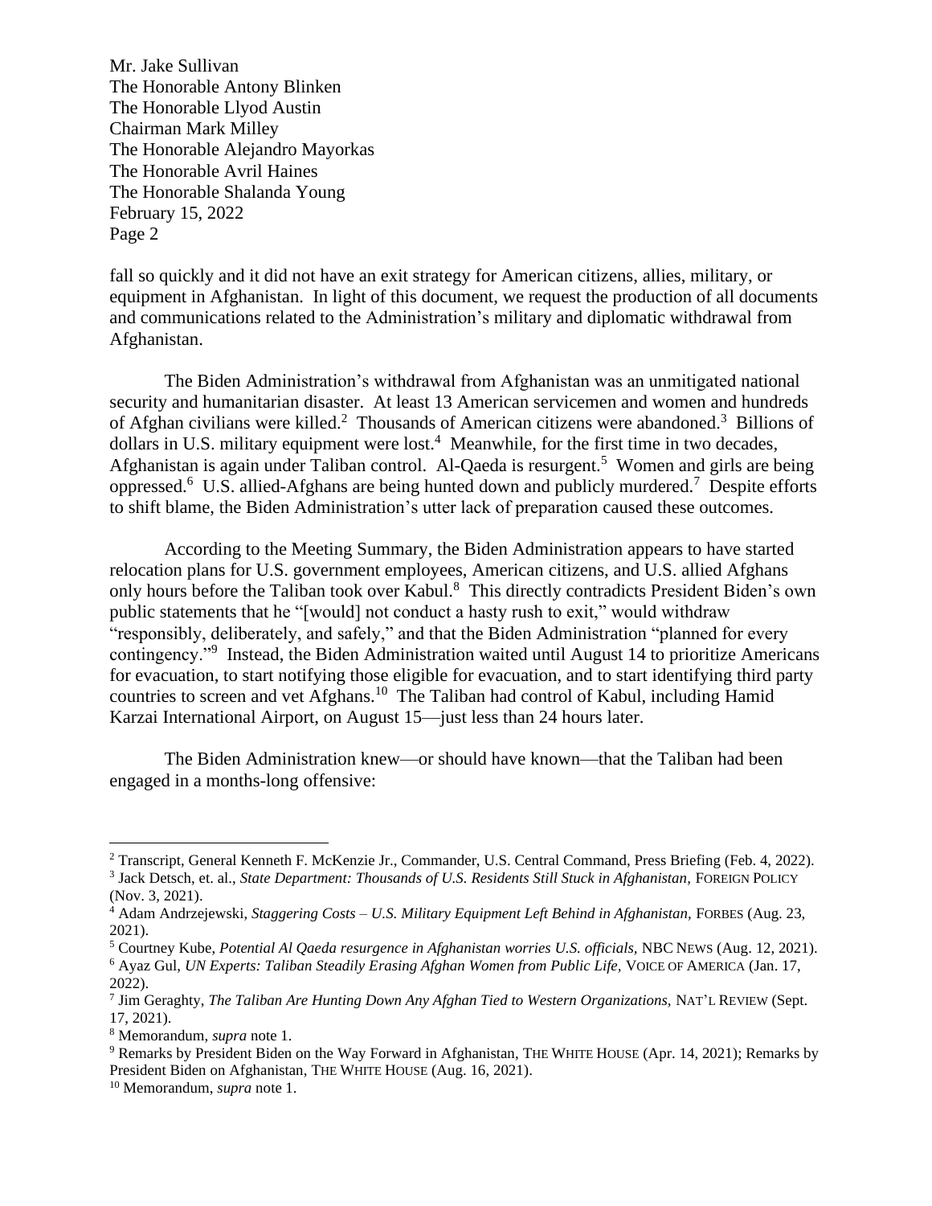fall so quickly and it did not have an exit strategy for American citizens, allies, military, or equipment in Afghanistan. In light of this document, we request the production of all documents and communications related to the Administration's military and diplomatic withdrawal from Afghanistan.

The Biden Administration's withdrawal from Afghanistan was an unmitigated national security and humanitarian disaster. At least 13 American servicemen and women and hundreds of Afghan civilians were killed.[2] Thousands of American citizens were abandoned.[3] Billions of dollars in U.S. military equipment were lost.[4] Meanwhile, for the first time in two decades, Afghanistan is again under Taliban control. Al-Qaeda is resurgent.[5] Women and girls are being oppressed.[6] U.S. allied-Afghans are being hunted down and publicly murdered.[7] Despite efforts to shift blame, the Biden Administration's utter lack of preparation caused these outcomes.

According to the Meeting Summary, the Biden Administration appears to have started relocation plans for U.S. government employees, American citizens, and U.S. allied Afghans only hours before the Taliban took over Kabul.[8] This directly contradicts President Biden's own public statements that he "[would] not conduct a hasty rush to exit," would withdraw "responsibly, deliberately, and safely," and that the Biden Administration "planned for every contingency."[9] Instead, the Biden Administration waited until August 14 to prioritize Americans for evacuation, to start notifying those eligible for evacuation, and to start identifying third party countries to screen and vet Afghans.[10] The Taliban had control of Kabul, including Hamid Karzai International Airport, on August 15—just less than 24 hours later.

The Biden Administration knew—or should have known—that the Taliban had been engaged in a months-long offensive:

---

[2] Transcript, General Kenneth F. McKenzie Jr., Commander, U.S. Central Command, Press Briefing (Feb. 4, 2022).

[3] Jack Detsch, et. al., *State Department: Thousands of U.S. Residents Still Stuck in Afghanistan,* FOREIGN POLICY (Nov. 3, 2021).

[4] Adam Andrzejewski, *Staggering Costs – U.S. Military Equipment Left Behind in Afghanistan,* FORBES (Aug. 23, 2021).

[5] Courtney Kube, *Potential Al Qaeda resurgence in Afghanistan worries U.S. officials,* NBC NEWS (Aug. 12, 2021).

[6] Ayaz Gul, *UN Experts: Taliban Steadily Erasing Afghan Women from Public Life,* VOICE OF AMERICA (Jan. 17, 2022).

[7] Jim Geraghty, *The Taliban Are Hunting Down Any Afghan Tied to Western Organizations,* NAT'L REVIEW (Sept. 17, 2021).

[8] Memorandum, *supra* note 1.

[9] Remarks by President Biden on the Way Forward in Afghanistan, THE WHITE HOUSE (Apr. 14, 2021); Remarks by President Biden on Afghanistan, THE WHITE HOUSE (Aug. 16, 2021).

[10] Memorandum, *supra* note 1.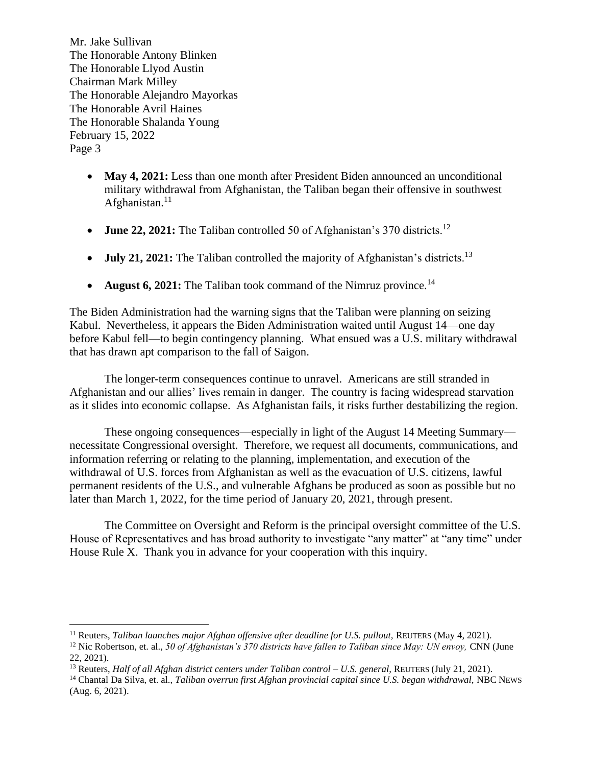- **May 4, 2021:** Less than one month after President Biden announced an unconditional military withdrawal from Afghanistan, the Taliban began their offensive in southwest Afghanistan.[11]

- **June 22, 2021:** The Taliban controlled 50 of Afghanistan's 370 districts.[12]

- **July 21, 2021:** The Taliban controlled the majority of Afghanistan's districts.[13]

- **August 6, 2021:** The Taliban took command of the Nimruz province.[14]

The Biden Administration had the warning signs that the Taliban were planning on seizing Kabul. Nevertheless, it appears the Biden Administration waited until August 14—one day before Kabul fell—to begin contingency planning. What ensued was a U.S. military withdrawal that has drawn apt comparison to the fall of Saigon.

The longer-term consequences continue to unravel. Americans are still stranded in Afghanistan and our allies' lives remain in danger. The country is facing widespread starvation as it slides into economic collapse. As Afghanistan fails, it risks further destabilizing the region.

These ongoing consequences—especially in light of the August 14 Meeting Summary—necessitate Congressional oversight. Therefore, we request all documents, communications, and information referring or relating to the planning, implementation, and execution of the withdrawal of U.S. forces from Afghanistan as well as the evacuation of U.S. citizens, lawful permanent residents of the U.S., and vulnerable Afghans be produced as soon as possible but no later than March 1, 2022, for the time period of January 20, 2021, through present.

The Committee on Oversight and Reform is the principal oversight committee of the U.S. House of Representatives and has broad authority to investigate "any matter" at "any time" under House Rule X. Thank you in advance for your cooperation with this inquiry.

---

[11] Reuters, *Taliban launches major Afghan offensive after deadline for U.S. pullout,* REUTERS (May 4, 2021).

[12] Nic Robertson, et. al., *50 of Afghanistan's 370 districts have fallen to Taliban since May: UN envoy,* CNN (June 22, 2021).

[13] Reuters, *Half of all Afghan district centers under Taliban control – U.S. general,* REUTERS (July 21, 2021).

[14] Chantal Da Silva, et. al., *Taliban overrun first Afghan provincial capital since U.S. began withdrawal,* NBC NEWS (Aug. 6, 2021).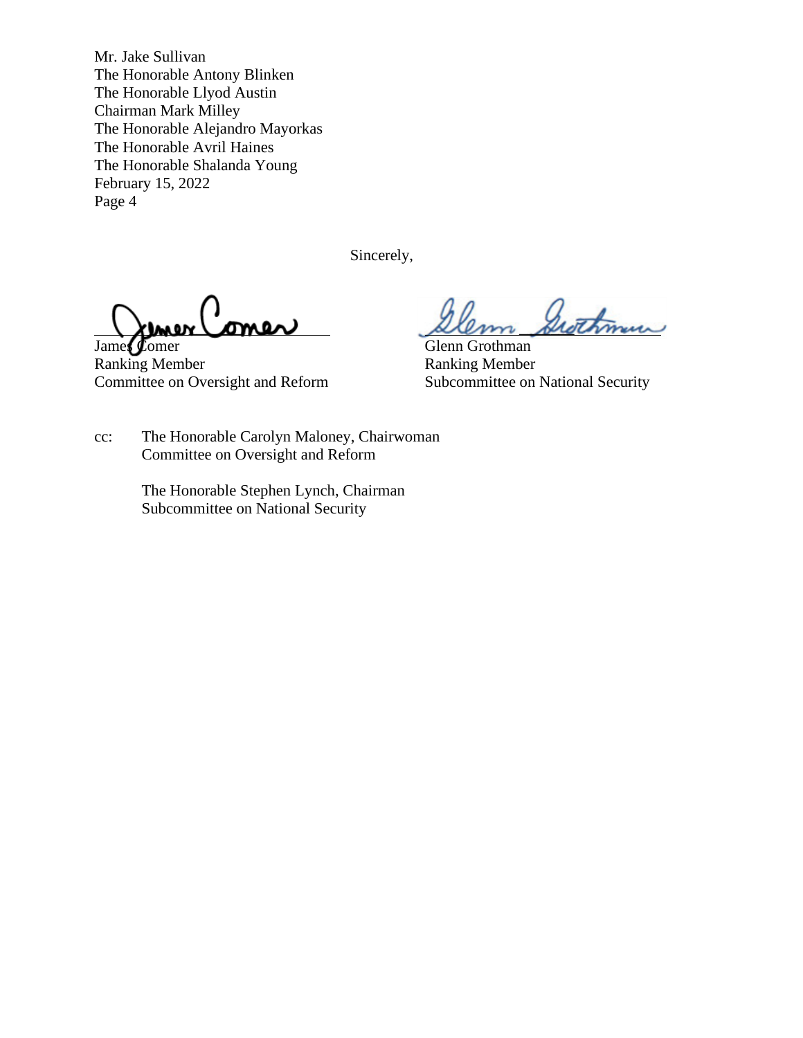Mr. Jake Sullivan
The Honorable Antony Blinken
The Honorable Llyod Austin
Chairman Mark Milley
The Honorable Alejandro Mayorkas
The Honorable Avril Haines
The Honorable Shalanda Young
February 15, 2022

Sincerely,

James Comer
Ranking Member
Committee on Oversight and Reform

Glenn Grothman
Ranking Member
Subcommittee on National Security

cc: The Honorable Carolyn Maloney, Chairwoman
Committee on Oversight and Reform

The Honorable Stephen Lynch, Chairman
Subcommittee on National Security